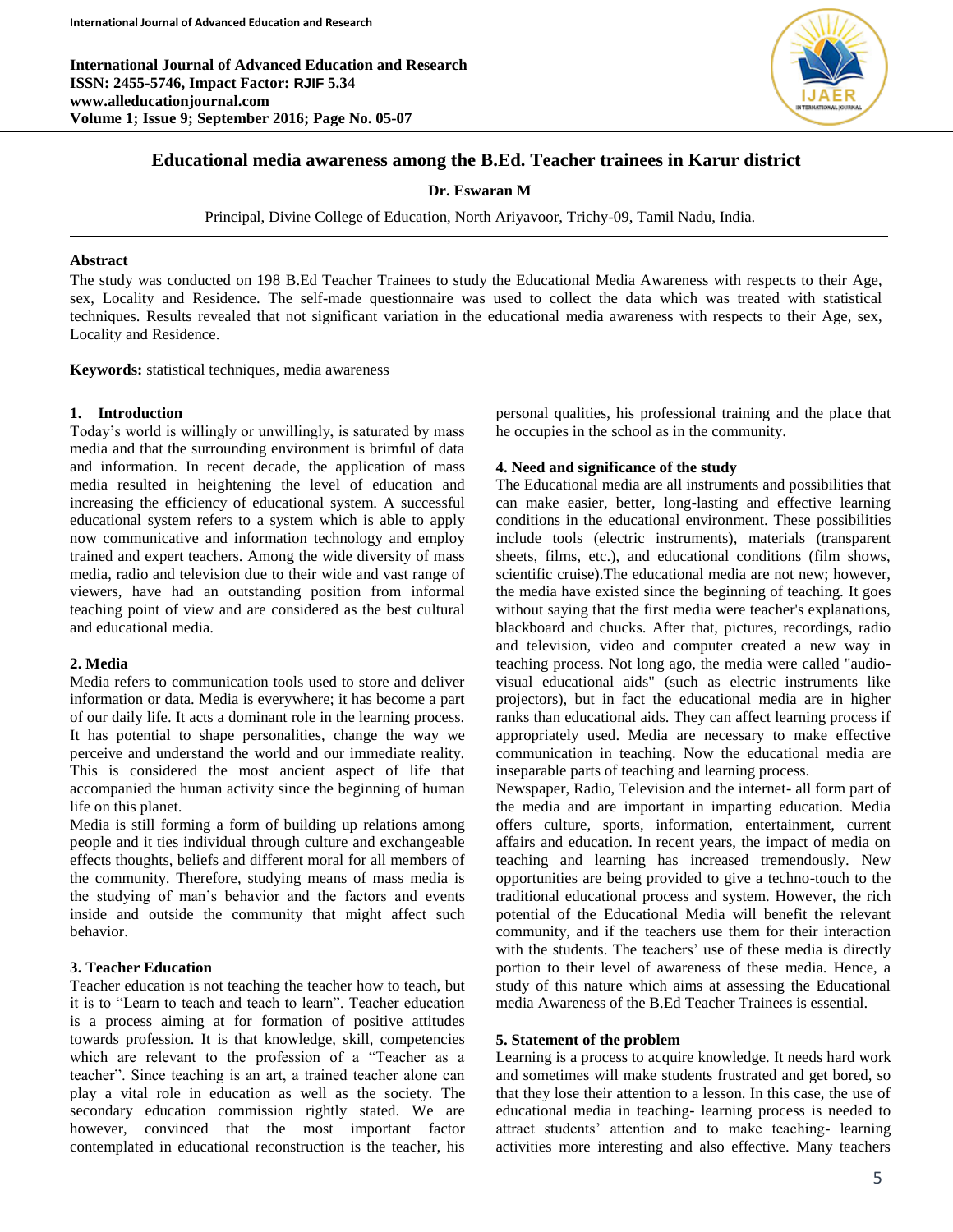# Educational media awareness among the B.Ed. Teacher trainees in Karur district

**Dr. Eswaran M**

Principal, Divine College of Education, North Ariyavoor, Trichy-09, Tamil Nadu, India.

## Abstract

The study was conducted on 198 B.Ed Teacher Trainees to study the Educational Media Awareness with respects to their Age, sex, Locality and Residence. The self-made questionnaire was used to collect the data which was treated with statistical techniques. Results revealed that not significant variation in the educational media awareness with respects to their Age, sex, Locality and Residence.

**Keywords:** statistical techniques, media awareness

## 1. Introduction

Today's world is willingly or unwillingly, is saturated by mass media and that the surrounding environment is brimful of data and information. In recent decade, the application of mass media resulted in heightening the level of education and increasing the efficiency of educational system. A successful educational system refers to a system which is able to apply now communicative and information technology and employ trained and expert teachers. Among the wide diversity of mass media, radio and television due to their wide and vast range of viewers, have had an outstanding position from informal teaching point of view and are considered as the best cultural and educational media.

## 2. Media

Media refers to communication tools used to store and deliver information or data. Media is everywhere; it has become a part of our daily life. It acts a dominant role in the learning process. It has potential to shape personalities, change the way we perceive and understand the world and our immediate reality. This is considered the most ancient aspect of life that accompanied the human activity since the beginning of human life on this planet.

Media is still forming a form of building up relations among people and it ties individual through culture and exchangeable effects thoughts, beliefs and different moral for all members of the community. Therefore, studying means of mass media is the studying of man's behavior and the factors and events inside and outside the community that might affect such behavior.

## 3. Teacher Education

Teacher education is not teaching the teacher how to teach, but it is to "Learn to teach and teach to learn". Teacher education is a process aiming at for formation of positive attitudes towards profession. It is that knowledge, skill, competencies which are relevant to the profession of a "Teacher as a teacher". Since teaching is an art, a trained teacher alone can play a vital role in education as well as the society. The secondary education commission rightly stated. We are however, convinced that the most important factor contemplated in educational reconstruction is the teacher, his personal qualities, his professional training and the place that he occupies in the school as in the community.

## 4. Need and significance of the study

The Educational media are all instruments and possibilities that can make easier, better, long-lasting and effective learning conditions in the educational environment. These possibilities include tools (electric instruments), materials (transparent sheets, films, etc.), and educational conditions (film shows, scientific cruise).The educational media are not new; however, the media have existed since the beginning of teaching. It goes without saying that the first media were teacher's explanations, blackboard and chucks. After that, pictures, recordings, radio and television, video and computer created a new way in teaching process. Not long ago, the media were called "audio-visual educational aids" (such as electric instruments like projectors), but in fact the educational media are in higher ranks than educational aids. They can affect learning process if appropriately used. Media are necessary to make effective communication in teaching. Now the educational media are inseparable parts of teaching and learning process.

Newspaper, Radio, Television and the internet- all form part of the media and are important in imparting education. Media offers culture, sports, information, entertainment, current affairs and education. In recent years, the impact of media on teaching and learning has increased tremendously. New opportunities are being provided to give a techno-touch to the traditional educational process and system. However, the rich potential of the Educational Media will benefit the relevant community, and if the teachers use them for their interaction with the students. The teachers' use of these media is directly portion to their level of awareness of these media. Hence, a study of this nature which aims at assessing the Educational media Awareness of the B.Ed Teacher Trainees is essential.

## 5. Statement of the problem

Learning is a process to acquire knowledge. It needs hard work and sometimes will make students frustrated and get bored, so that they lose their attention to a lesson. In this case, the use of educational media in teaching- learning process is needed to attract students' attention and to make teaching- learning activities more interesting and also effective. Many teachers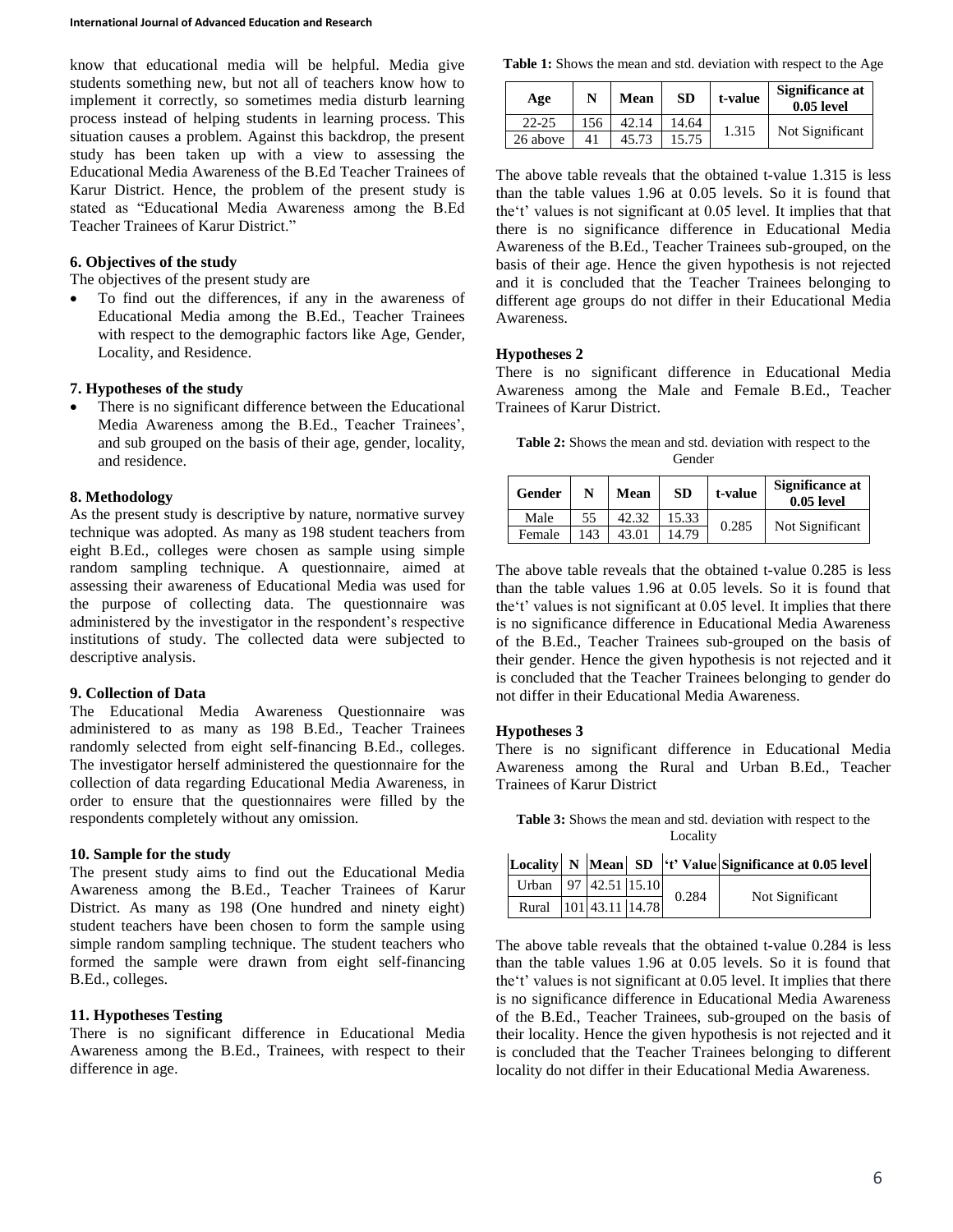know that educational media will be helpful. Media give students something new, but not all of teachers know how to implement it correctly, so sometimes media disturb learning process instead of helping students in learning process. This situation causes a problem. Against this backdrop, the present study has been taken up with a view to assessing the Educational Media Awareness of the B.Ed Teacher Trainees of Karur District. Hence, the problem of the present study is stated as "Educational Media Awareness among the B.Ed Teacher Trainees of Karur District."

### 6. Objectives of the study

The objectives of the present study are

- To find out the differences, if any in the awareness of Educational Media among the B.Ed., Teacher Trainees with respect to the demographic factors like Age, Gender, Locality, and Residence.

### 7. Hypotheses of the study

- There is no significant difference between the Educational Media Awareness among the B.Ed., Teacher Trainees', and sub grouped on the basis of their age, gender, locality, and residence.

### 8. Methodology

As the present study is descriptive by nature, normative survey technique was adopted. As many as 198 student teachers from eight B.Ed., colleges were chosen as sample using simple random sampling technique. A questionnaire, aimed at assessing their awareness of Educational Media was used for the purpose of collecting data. The questionnaire was administered by the investigator in the respondent's respective institutions of study. The collected data were subjected to descriptive analysis.

### 9. Collection of Data

The Educational Media Awareness Questionnaire was administered to as many as 198 B.Ed., Teacher Trainees randomly selected from eight self-financing B.Ed., colleges. The investigator herself administered the questionnaire for the collection of data regarding Educational Media Awareness, in order to ensure that the questionnaires were filled by the respondents completely without any omission.

### 10. Sample for the study

The present study aims to find out the Educational Media Awareness among the B.Ed., Teacher Trainees of Karur District. As many as 198 (One hundred and ninety eight) student teachers have been chosen to form the sample using simple random sampling technique. The student teachers who formed the sample were drawn from eight self-financing B.Ed., colleges.

### 11. Hypotheses Testing

There is no significant difference in Educational Media Awareness among the B.Ed., Trainees, with respect to their difference in age.

**Table 1:** Shows the mean and std. deviation with respect to the Age

| Age | N | Mean | SD | t-value | Significance at 0.05 level |
|---|---|---|---|---|---|
| 22-25 | 156 | 42.14 | 14.64 | 1.315 | Not Significant |
| 26 above | 41 | 45.73 | 15.75 | | |

The above table reveals that the obtained t-value 1.315 is less than the table values 1.96 at 0.05 levels. So it is found that the't' values is not significant at 0.05 level. It implies that that there is no significance difference in Educational Media Awareness of the B.Ed., Teacher Trainees sub-grouped, on the basis of their age. Hence the given hypothesis is not rejected and it is concluded that the Teacher Trainees belonging to different age groups do not differ in their Educational Media Awareness.

### Hypotheses 2

There is no significant difference in Educational Media Awareness among the Male and Female B.Ed., Teacher Trainees of Karur District.

**Table 2:** Shows the mean and std. deviation with respect to the Gender

| Gender | N | Mean | SD | t-value | Significance at 0.05 level |
|---|---|---|---|---|---|
| Male | 55 | 42.32 | 15.33 | 0.285 | Not Significant |
| Female | 143 | 43.01 | 14.79 | | |

The above table reveals that the obtained t-value 0.285 is less than the table values 1.96 at 0.05 levels. So it is found that the't' values is not significant at 0.05 level. It implies that there is no significance difference in Educational Media Awareness of the B.Ed., Teacher Trainees sub-grouped on the basis of their gender. Hence the given hypothesis is not rejected and it is concluded that the Teacher Trainees belonging to gender do not differ in their Educational Media Awareness.

### Hypotheses 3

There is no significant difference in Educational Media Awareness among the Rural and Urban B.Ed., Teacher Trainees of Karur District

**Table 3:** Shows the mean and std. deviation with respect to the Locality

| Locality | N | Mean | SD | 't' Value | Significance at 0.05 level |
|---|---|---|---|---|---|
| Urban | 97 | 42.51 | 15.10 | 0.284 | Not Significant |
| Rural | 101 | 43.11 | 14.78 | | |

The above table reveals that the obtained t-value 0.284 is less than the table values 1.96 at 0.05 levels. So it is found that the't' values is not significant at 0.05 level. It implies that there is no significance difference in Educational Media Awareness of the B.Ed., Teacher Trainees, sub-grouped on the basis of their locality. Hence the given hypothesis is not rejected and it is concluded that the Teacher Trainees belonging to different locality do not differ in their Educational Media Awareness.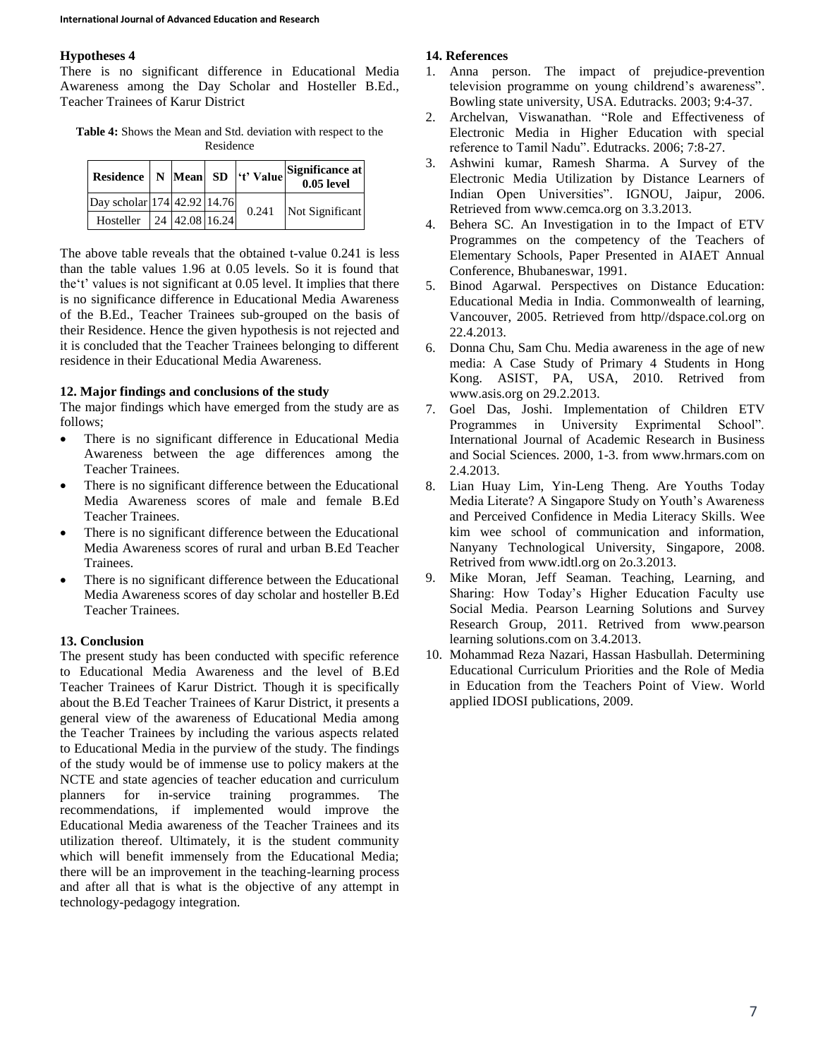### Hypotheses 4

There is no significant difference in Educational Media Awareness among the Day Scholar and Hosteller B.Ed., Teacher Trainees of Karur District

**Table 4:** Shows the Mean and Std. deviation with respect to the Residence

| Residence | N | Mean | SD | 't' Value | Significance at 0.05 level |
|---|---|---|---|---|---|
| Day scholar | 174 | 42.92 | 14.76 | 0.241 | Not Significant |
| Hosteller | 24 | 42.08 | 16.24 | | |

The above table reveals that the obtained t-value 0.241 is less than the table values 1.96 at 0.05 levels. So it is found that the't' values is not significant at 0.05 level. It implies that there is no significance difference in Educational Media Awareness of the B.Ed., Teacher Trainees sub-grouped on the basis of their Residence. Hence the given hypothesis is not rejected and it is concluded that the Teacher Trainees belonging to different residence in their Educational Media Awareness.

### 12. Major findings and conclusions of the study

The major findings which have emerged from the study are as follows;

- There is no significant difference in Educational Media Awareness between the age differences among the Teacher Trainees.
- There is no significant difference between the Educational Media Awareness scores of male and female B.Ed Teacher Trainees.
- There is no significant difference between the Educational Media Awareness scores of rural and urban B.Ed Teacher Trainees.
- There is no significant difference between the Educational Media Awareness scores of day scholar and hosteller B.Ed Teacher Trainees.

### 13. Conclusion

The present study has been conducted with specific reference to Educational Media Awareness and the level of B.Ed Teacher Trainees of Karur District. Though it is specifically about the B.Ed Teacher Trainees of Karur District, it presents a general view of the awareness of Educational Media among the Teacher Trainees by including the various aspects related to Educational Media in the purview of the study. The findings of the study would be of immense use to policy makers at the NCTE and state agencies of teacher education and curriculum planners for in-service training programmes. The recommendations, if implemented would improve the Educational Media awareness of the Teacher Trainees and its utilization thereof. Ultimately, it is the student community which will benefit immensely from the Educational Media; there will be an improvement in the teaching-learning process and after all that is what is the objective of any attempt in technology-pedagogy integration.

### 14. References

1. Anna person. The impact of prejudice-prevention television programme on young childrend's awareness". Bowling state university, USA. Edutracks. 2003; 9:4-37.
2. Archelvan, Viswanathan. "Role and Effectiveness of Electronic Media in Higher Education with special reference to Tamil Nadu". Edutracks. 2006; 7:8-27.
3. Ashwini kumar, Ramesh Sharma. A Survey of the Electronic Media Utilization by Distance Learners of Indian Open Universities". IGNOU, Jaipur, 2006. Retrieved from www.cemca.org on 3.3.2013.
4. Behera SC. An Investigation in to the Impact of ETV Programmes on the competency of the Teachers of Elementary Schools, Paper Presented in AIAET Annual Conference, Bhubaneswar, 1991.
5. Binod Agarwal. Perspectives on Distance Education: Educational Media in India. Commonwealth of learning, Vancouver, 2005. Retrieved from http//dspace.col.org on 22.4.2013.
6. Donna Chu, Sam Chu. Media awareness in the age of new media: A Case Study of Primary 4 Students in Hong Kong. ASIST, PA, USA, 2010. Retrived from www.asis.org on 29.2.2013.
7. Goel Das, Joshi. Implementation of Children ETV Programmes in University Exprimental School". International Journal of Academic Research in Business and Social Sciences. 2000, 1-3. from www.hrmars.com on 2.4.2013.
8. Lian Huay Lim, Yin-Leng Theng. Are Youths Today Media Literate? A Singapore Study on Youth's Awareness and Perceived Confidence in Media Literacy Skills. Wee kim wee school of communication and information, Nanyany Technological University, Singapore, 2008. Retrived from www.idtl.org on 2o.3.2013.
9. Mike Moran, Jeff Seaman. Teaching, Learning, and Sharing: How Today's Higher Education Faculty use Social Media. Pearson Learning Solutions and Survey Research Group, 2011. Retrived from www.pearson learning solutions.com on 3.4.2013.
10. Mohammad Reza Nazari, Hassan Hasbullah. Determining Educational Curriculum Priorities and the Role of Media in Education from the Teachers Point of View. World applied IDOSI publications, 2009.